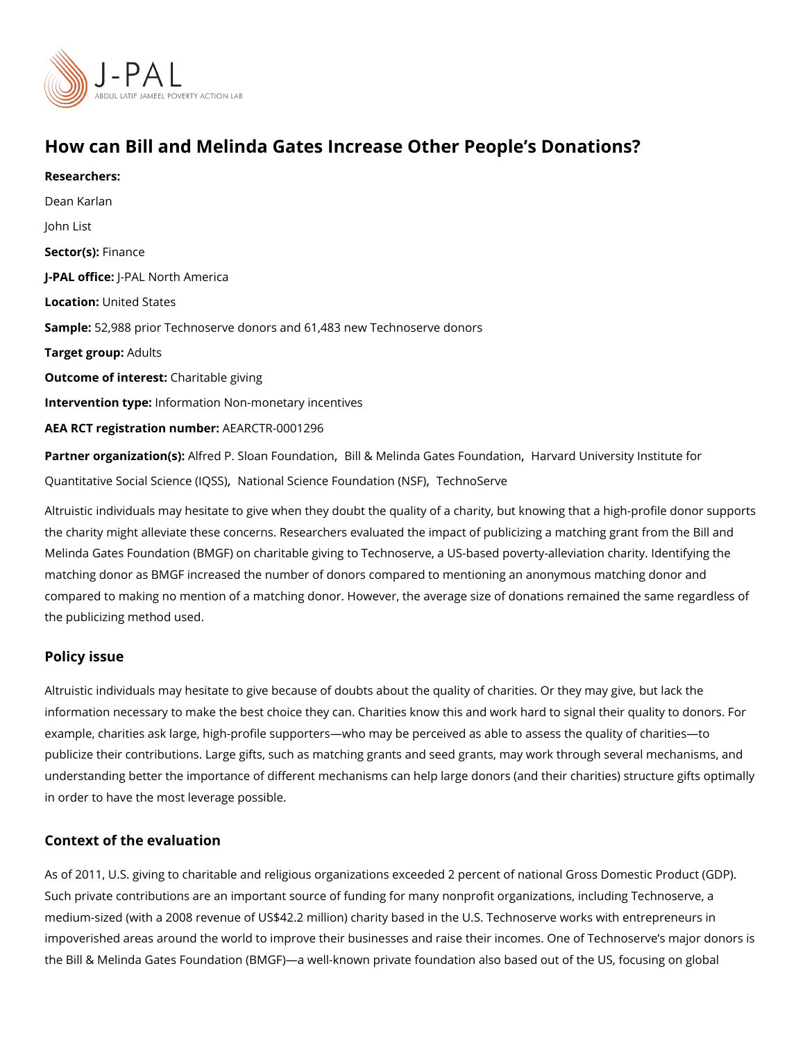# How can Bill and Melinda Gates Increase Other People's Donations?

**Researchers:**

Dean Karlan

John List

**Sector(s):** Finance

**J-PAL office:** J-PAL North America

**Location:** United States

**Sample:** 52,988 prior Technoserve donors and 61,483 new Technoserve donors

**Target group:** Adults

**Outcome of interest:** Charitable giving

**Intervention type:** Information Non-monetary incentives

**AEA RCT registration number:** AEARCTR-0001296

**Partner organization(s):** Alfred P. Sloan Foundation, Bill & Melinda Gates Foundation, Harvard University Institute for Quantitative Social Science (IQSS), National Science Foundation (NSF), TechnoServe

Altruistic individuals may hesitate to give when they doubt the quality of a charity, but knowing that a high-profile donor supports the charity might alleviate these concerns. Researchers evaluated the impact of publicizing a matching grant from the Bill and Melinda Gates Foundation (BMGF) on charitable giving to Technoserve, a US-based poverty-alleviation charity. Identifying the matching donor as BMGF increased the number of donors compared to mentioning an anonymous matching donor and compared to making no mention of a matching donor. However, the average size of donations remained the same regardless of the publicizing method used.

## Policy issue

Altruistic individuals may hesitate to give because of doubts about the quality of charities. Or they may give, but lack the information necessary to make the best choice they can. Charities know this and work hard to signal their quality to donors. For example, charities ask large, high-profile supporters—who may be perceived as able to assess the quality of charities—to publicize their contributions. Large gifts, such as matching grants and seed grants, may work through several mechanisms, and understanding better the importance of different mechanisms can help large donors (and their charities) structure gifts optimally in order to have the most leverage possible.

## Context of the evaluation

As of 2011, U.S. giving to charitable and religious organizations exceeded 2 percent of national Gross Domestic Product (GDP). Such private contributions are an important source of funding for many nonprofit organizations, including Technoserve, a medium-sized (with a 2008 revenue of US$42.2 million) charity based in the U.S. Technoserve works with entrepreneurs in impoverished areas around the world to improve their businesses and raise their incomes. One of Technoserve's major donors is the Bill & Melinda Gates Foundation (BMGF)—a well-known private foundation also based out of the US, focusing on global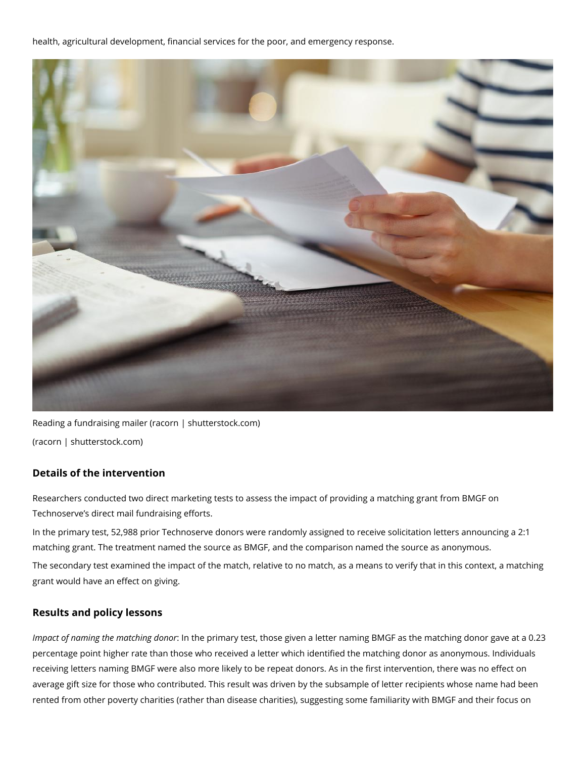health, agricultural development, financial services for the poor, and emergency response.

Reading a fundraising mailer (racorn | shutterstock.com)

(racorn | shutterstock.com)

### Details of the intervention

Researchers conducted two direct marketing tests to assess the impact of providing a matching grant from BMGF on Technoserve's direct mail fundraising efforts.

In the primary test, 52,988 prior Technoserve donors were randomly assigned to receive solicitation letters announcing a 2:1 matching grant. The treatment named the source as BMGF, and the comparison named the source as anonymous.

The secondary test examined the impact of the match, relative to no match, as a means to verify that in this context, a matching grant would have an effect on giving.

### Results and policy lessons

*Impact of naming the matching donor*: In the primary test, those given a letter naming BMGF as the matching donor gave at a 0.23 percentage point higher rate than those who received a letter which identified the matching donor as anonymous. Individuals receiving letters naming BMGF were also more likely to be repeat donors. As in the first intervention, there was no effect on average gift size for those who contributed. This result was driven by the subsample of letter recipients whose name had been rented from other poverty charities (rather than disease charities), suggesting some familiarity with BMGF and their focus on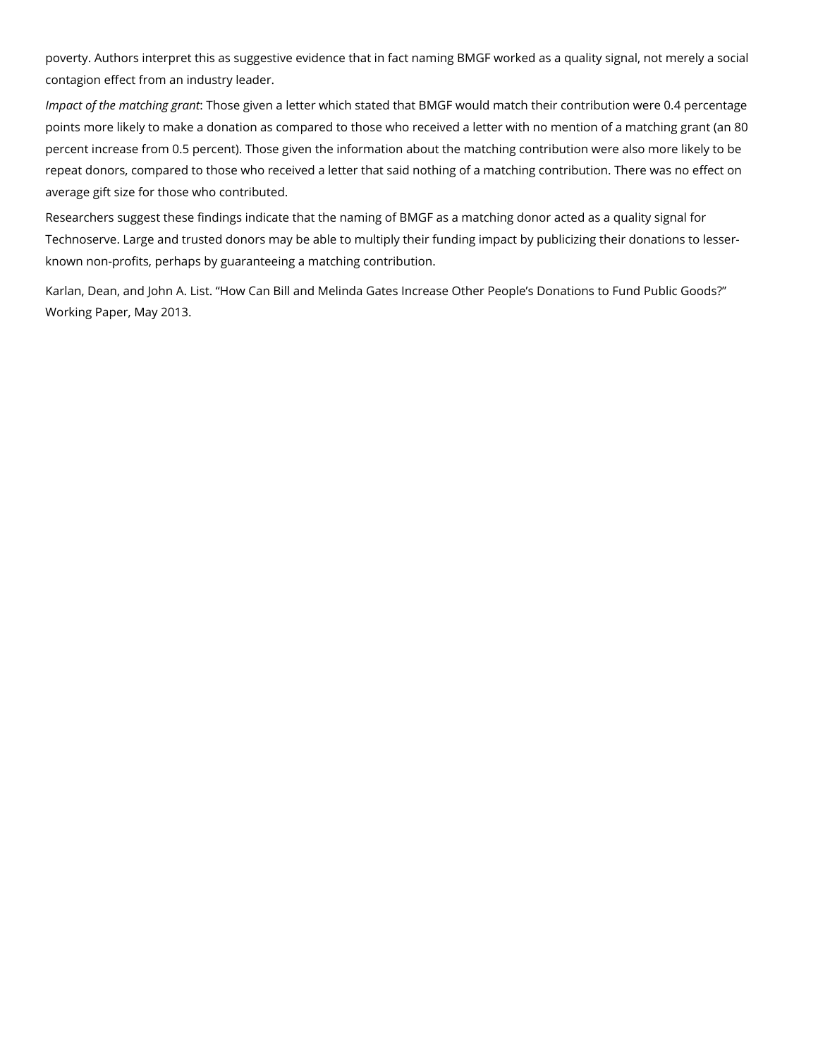poverty. Authors interpret this as suggestive evidence that in fact naming BMGF worked as a quality signal, not merely a social contagion effect from an industry leader.

*Impact of the matching grant*: Those given a letter which stated that BMGF would match their contribution were 0.4 percentage points more likely to make a donation as compared to those who received a letter with no mention of a matching grant (an 80 percent increase from 0.5 percent). Those given the information about the matching contribution were also more likely to be repeat donors, compared to those who received a letter that said nothing of a matching contribution. There was no effect on average gift size for those who contributed.

Researchers suggest these findings indicate that the naming of BMGF as a matching donor acted as a quality signal for Technoserve. Large and trusted donors may be able to multiply their funding impact by publicizing their donations to lesser-known non-profits, perhaps by guaranteeing a matching contribution.

Karlan, Dean, and John A. List. "How Can Bill and Melinda Gates Increase Other People's Donations to Fund Public Goods?" Working Paper, May 2013.